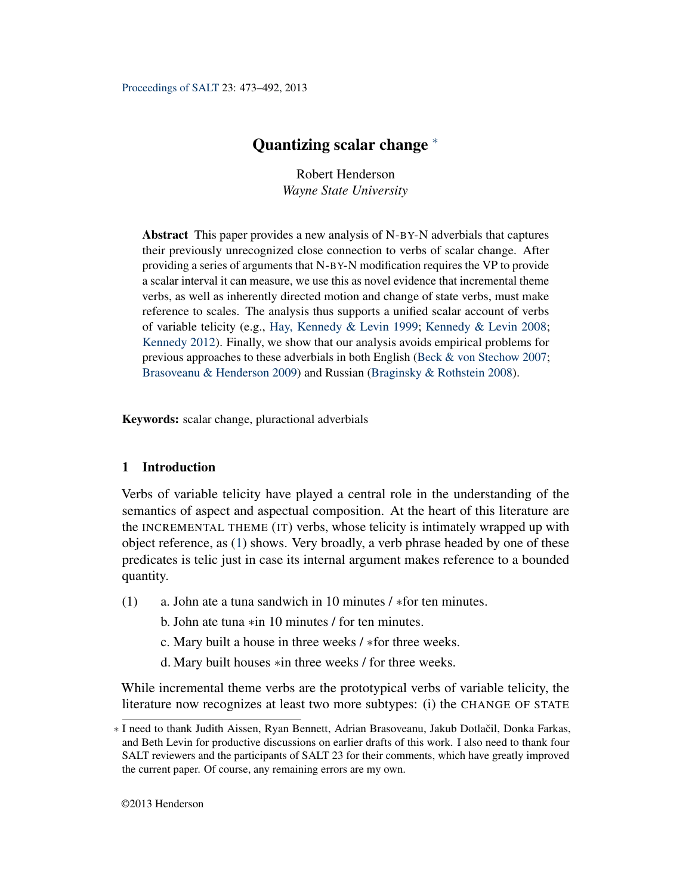# Quantizing scalar change [*]

Robert Henderson
*Wayne State University*

**Abstract** This paper provides a new analysis of N-BY-N adverbials that captures their previously unrecognized close connection to verbs of scalar change. After providing a series of arguments that N-BY-N modification requires the VP to provide a scalar interval it can measure, we use this as novel evidence that incremental theme verbs, as well as inherently directed motion and change of state verbs, must make reference to scales. The analysis thus supports a unified scalar account of verbs of variable telicity (e.g., Hay, Kennedy & Levin 1999; Kennedy & Levin 2008; Kennedy 2012). Finally, we show that our analysis avoids empirical problems for previous approaches to these adverbials in both English (Beck & von Stechow 2007; Brasoveanu & Henderson 2009) and Russian (Braginsky & Rothstein 2008).

**Keywords:** scalar change, pluractional adverbials

## 1 Introduction

Verbs of variable telicity have played a central role in the understanding of the semantics of aspect and aspectual composition. At the heart of this literature are the INCREMENTAL THEME (IT) verbs, whose telicity is intimately wrapped up with object reference, as (1) shows. Very broadly, a verb phrase headed by one of these predicates is telic just in case its internal argument makes reference to a bounded quantity.

(1) a. John ate a tuna sandwich in 10 minutes / *for ten minutes.
    b. John ate tuna *in 10 minutes / for ten minutes.
    c. Mary built a house in three weeks / *for three weeks.
    d. Mary built houses *in three weeks / for three weeks.

While incremental theme verbs are the prototypical verbs of variable telicity, the literature now recognizes at least two more subtypes: (i) the CHANGE OF STATE

[*] I need to thank Judith Aissen, Ryan Bennett, Adrian Brasoveanu, Jakub Dotlačil, Donka Farkas, and Beth Levin for productive discussions on earlier drafts of this work. I also need to thank four SALT reviewers and the participants of SALT 23 for their comments, which have greatly improved the current paper. Of course, any remaining errors are my own.

©2013 Henderson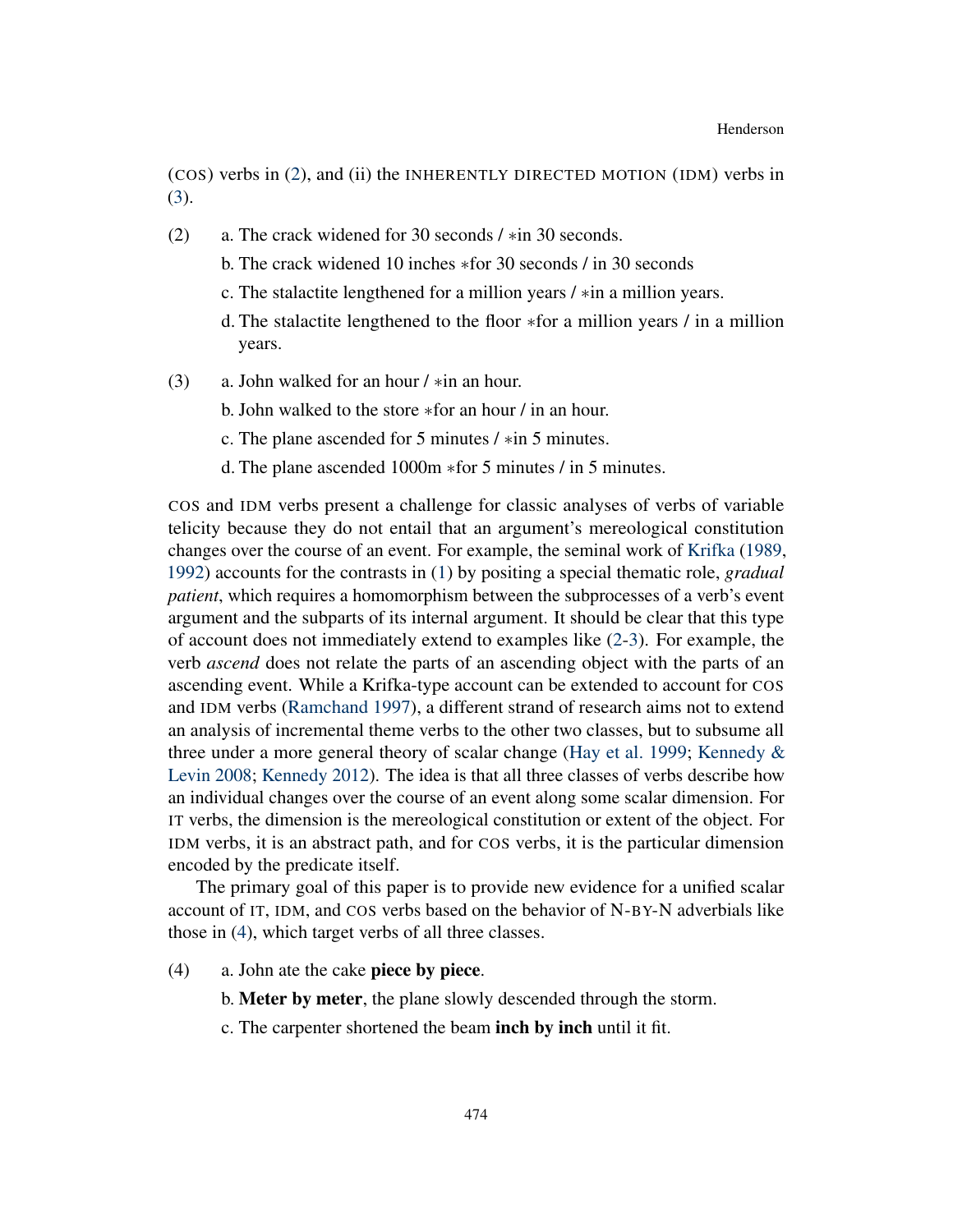(COS) verbs in (2), and (ii) the INHERENTLY DIRECTED MOTION (IDM) verbs in (3).

(2) a. The crack widened for 30 seconds / ∗in 30 seconds.

b. The crack widened 10 inches ∗for 30 seconds / in 30 seconds

c. The stalactite lengthened for a million years / ∗in a million years.

d. The stalactite lengthened to the floor ∗for a million years / in a million years.

(3) a. John walked for an hour / ∗in an hour.

b. John walked to the store ∗for an hour / in an hour.

c. The plane ascended for 5 minutes / ∗in 5 minutes.

d. The plane ascended 1000m ∗for 5 minutes / in 5 minutes.

COS and IDM verbs present a challenge for classic analyses of verbs of variable telicity because they do not entail that an argument's mereological constitution changes over the course of an event. For example, the seminal work of Krifka (1989, 1992) accounts for the contrasts in (1) by positing a special thematic role, *gradual patient*, which requires a homomorphism between the subprocesses of a verb's event argument and the subparts of its internal argument. It should be clear that this type of account does not immediately extend to examples like (2-3). For example, the verb *ascend* does not relate the parts of an ascending object with the parts of an ascending event. While a Krifka-type account can be extended to account for COS and IDM verbs (Ramchand 1997), a different strand of research aims not to extend an analysis of incremental theme verbs to the other two classes, but to subsume all three under a more general theory of scalar change (Hay et al. 1999; Kennedy & Levin 2008; Kennedy 2012). The idea is that all three classes of verbs describe how an individual changes over the course of an event along some scalar dimension. For IT verbs, the dimension is the mereological constitution or extent of the object. For IDM verbs, it is an abstract path, and for COS verbs, it is the particular dimension encoded by the predicate itself.

The primary goal of this paper is to provide new evidence for a unified scalar account of IT, IDM, and COS verbs based on the behavior of N-BY-N adverbials like those in (4), which target verbs of all three classes.

(4) a. John ate the cake **piece by piece**.

b. **Meter by meter**, the plane slowly descended through the storm.

c. The carpenter shortened the beam **inch by inch** until it fit.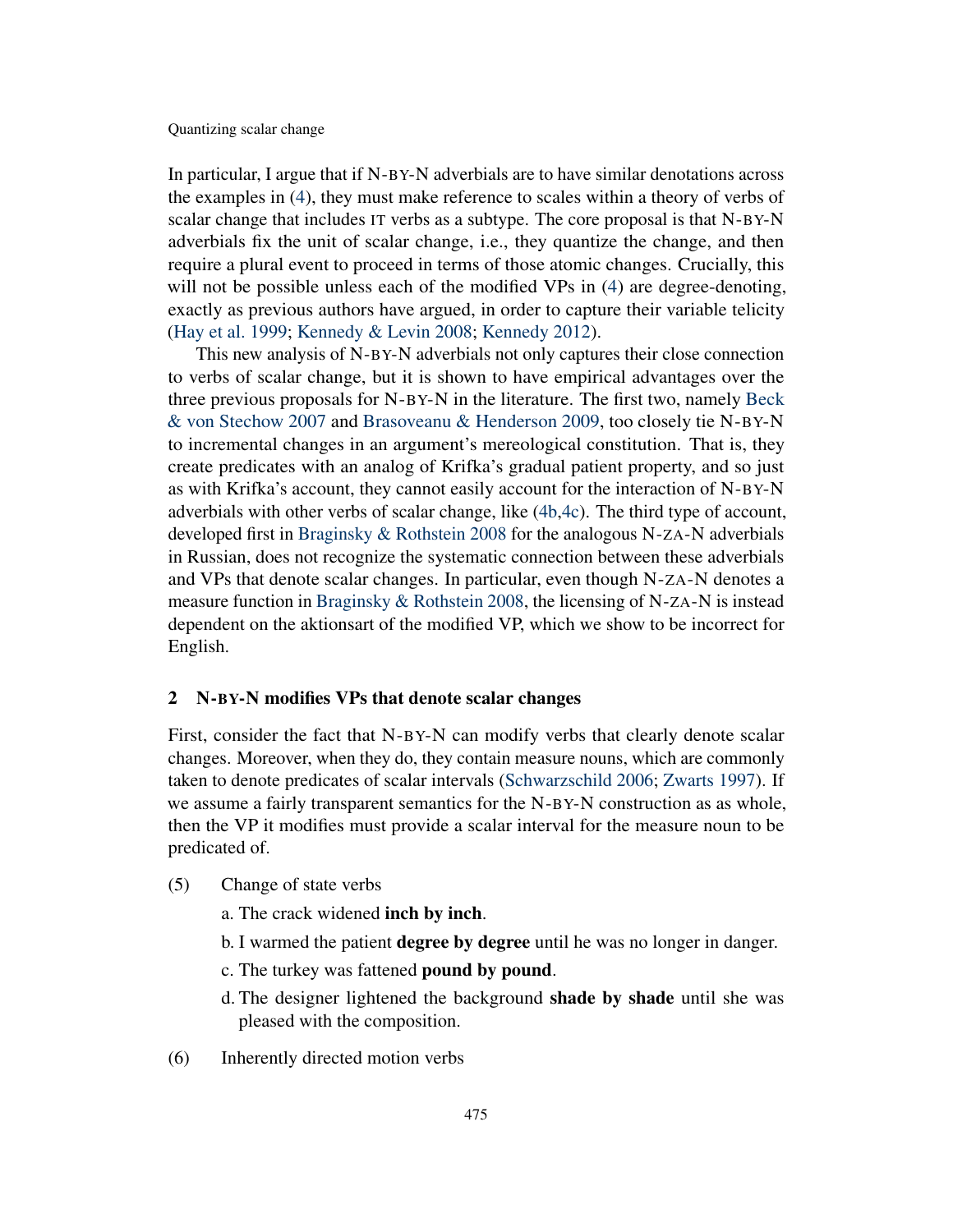In particular, I argue that if N-BY-N adverbials are to have similar denotations across the examples in (4), they must make reference to scales within a theory of verbs of scalar change that includes IT verbs as a subtype. The core proposal is that N-BY-N adverbials fix the unit of scalar change, i.e., they quantize the change, and then require a plural event to proceed in terms of those atomic changes. Crucially, this will not be possible unless each of the modified VPs in (4) are degree-denoting, exactly as previous authors have argued, in order to capture their variable telicity (Hay et al. 1999; Kennedy & Levin 2008; Kennedy 2012).

This new analysis of N-BY-N adverbials not only captures their close connection to verbs of scalar change, but it is shown to have empirical advantages over the three previous proposals for N-BY-N in the literature. The first two, namely Beck & von Stechow 2007 and Brasoveanu & Henderson 2009, too closely tie N-BY-N to incremental changes in an argument's mereological constitution. That is, they create predicates with an analog of Krifka's gradual patient property, and so just as with Krifka's account, they cannot easily account for the interaction of N-BY-N adverbials with other verbs of scalar change, like (4b,4c). The third type of account, developed first in Braginsky & Rothstein 2008 for the analogous N-ZA-N adverbials in Russian, does not recognize the systematic connection between these adverbials and VPs that denote scalar changes. In particular, even though N-ZA-N denotes a measure function in Braginsky & Rothstein 2008, the licensing of N-ZA-N is instead dependent on the aktionsart of the modified VP, which we show to be incorrect for English.

## 2 N-BY-N modifies VPs that denote scalar changes

First, consider the fact that N-BY-N can modify verbs that clearly denote scalar changes. Moreover, when they do, they contain measure nouns, which are commonly taken to denote predicates of scalar intervals (Schwarzschild 2006; Zwarts 1997). If we assume a fairly transparent semantics for the N-BY-N construction as as whole, then the VP it modifies must provide a scalar interval for the measure noun to be predicated of.

(5) Change of state verbs

a. The crack widened **inch by inch**.

b. I warmed the patient **degree by degree** until he was no longer in danger.

c. The turkey was fattened **pound by pound**.

d. The designer lightened the background **shade by shade** until she was pleased with the composition.

(6) Inherently directed motion verbs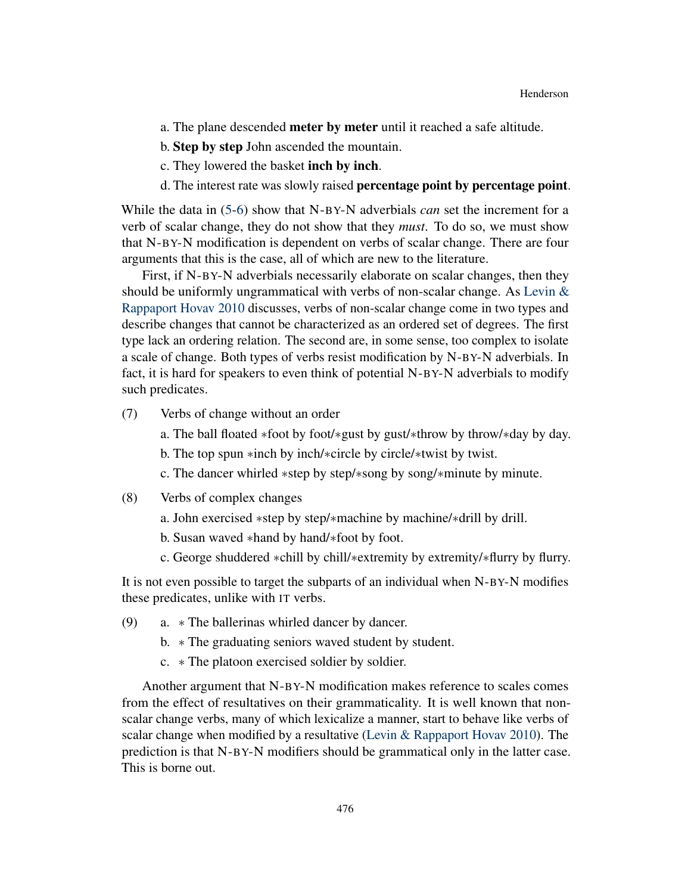a. The plane descended **meter by meter** until it reached a safe altitude.

b. **Step by step** John ascended the mountain.

c. They lowered the basket **inch by inch**.

d. The interest rate was slowly raised **percentage point by percentage point**.

While the data in (5-6) show that N-BY-N adverbials *can* set the increment for a verb of scalar change, they do not show that they *must*. To do so, we must show that N-BY-N modification is dependent on verbs of scalar change. There are four arguments that this is the case, all of which are new to the literature.

First, if N-BY-N adverbials necessarily elaborate on scalar changes, then they should be uniformly ungrammatical with verbs of non-scalar change. As Levin & Rappaport Hovav 2010 discusses, verbs of non-scalar change come in two types and describe changes that cannot be characterized as an ordered set of degrees. The first type lack an ordering relation. The second are, in some sense, too complex to isolate a scale of change. Both types of verbs resist modification by N-BY-N adverbials. In fact, it is hard for speakers to even think of potential N-BY-N adverbials to modify such predicates.

(7) Verbs of change without an order

a. The ball floated ∗foot by foot/∗gust by gust/∗throw by throw/∗day by day.

b. The top spun ∗inch by inch/∗circle by circle/∗twist by twist.

c. The dancer whirled ∗step by step/∗song by song/∗minute by minute.

(8) Verbs of complex changes

a. John exercised ∗step by step/∗machine by machine/∗drill by drill.

b. Susan waved ∗hand by hand/∗foot by foot.

c. George shuddered ∗chill by chill/∗extremity by extremity/∗flurry by flurry.

It is not even possible to target the subparts of an individual when N-BY-N modifies these predicates, unlike with IT verbs.

(9) a. ∗ The ballerinas whirled dancer by dancer.

b. ∗ The graduating seniors waved student by student.

c. ∗ The platoon exercised soldier by soldier.

Another argument that N-BY-N modification makes reference to scales comes from the effect of resultatives on their grammaticality. It is well known that non-scalar change verbs, many of which lexicalize a manner, start to behave like verbs of scalar change when modified by a resultative (Levin & Rappaport Hovav 2010). The prediction is that N-BY-N modifiers should be grammatical only in the latter case. This is borne out.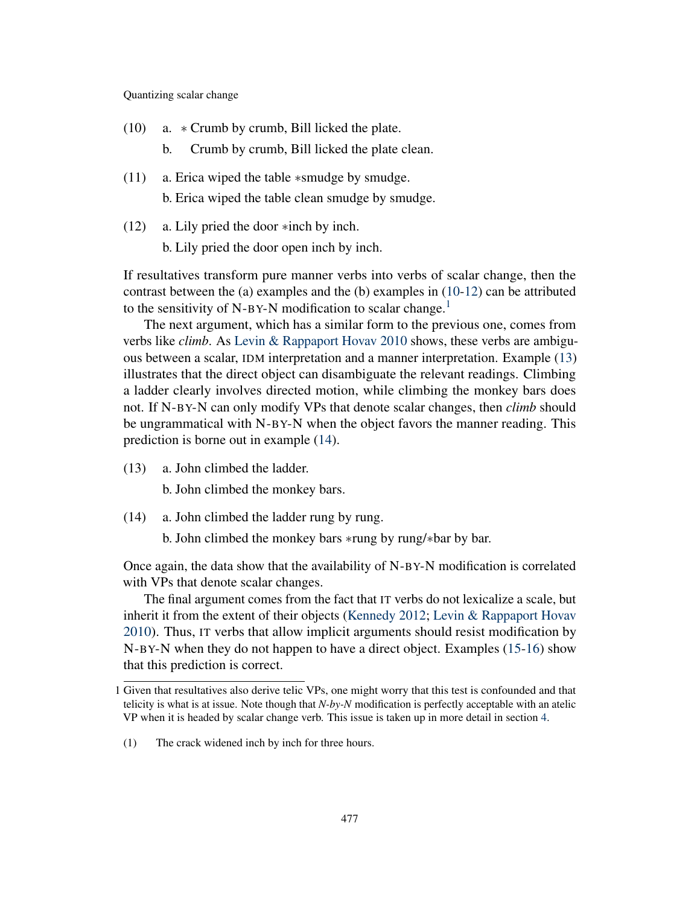(10) a. * Crumb by crumb, Bill licked the plate.

b. Crumb by crumb, Bill licked the plate clean.

(11) a. Erica wiped the table *smudge by smudge.

b. Erica wiped the table clean smudge by smudge.

(12) a. Lily pried the door *inch by inch.

b. Lily pried the door open inch by inch.

If resultatives transform pure manner verbs into verbs of scalar change, then the contrast between the (a) examples and the (b) examples in (10-12) can be attributed to the sensitivity of N-BY-N modification to scalar change.[1]

The next argument, which has a similar form to the previous one, comes from verbs like *climb*. As Levin & Rappaport Hovav 2010 shows, these verbs are ambiguous between a scalar, IDM interpretation and a manner interpretation. Example (13) illustrates that the direct object can disambiguate the relevant readings. Climbing a ladder clearly involves directed motion, while climbing the monkey bars does not. If N-BY-N can only modify VPs that denote scalar changes, then *climb* should be ungrammatical with N-BY-N when the object favors the manner reading. This prediction is borne out in example (14).

(13) a. John climbed the ladder.

b. John climbed the monkey bars.

(14) a. John climbed the ladder rung by rung.

b. John climbed the monkey bars *rung by rung/*bar by bar.

Once again, the data show that the availability of N-BY-N modification is correlated with VPs that denote scalar changes.

The final argument comes from the fact that IT verbs do not lexicalize a scale, but inherit it from the extent of their objects (Kennedy 2012; Levin & Rappaport Hovav 2010). Thus, IT verbs that allow implicit arguments should resist modification by N-BY-N when they do not happen to have a direct object. Examples (15-16) show that this prediction is correct.

---

1 Given that resultatives also derive telic VPs, one might worry that this test is confounded and that telicity is what is at issue. Note though that *N-by-N* modification is perfectly acceptable with an atelic VP when it is headed by scalar change verb. This issue is taken up in more detail in section 4.

(1) The crack widened inch by inch for three hours.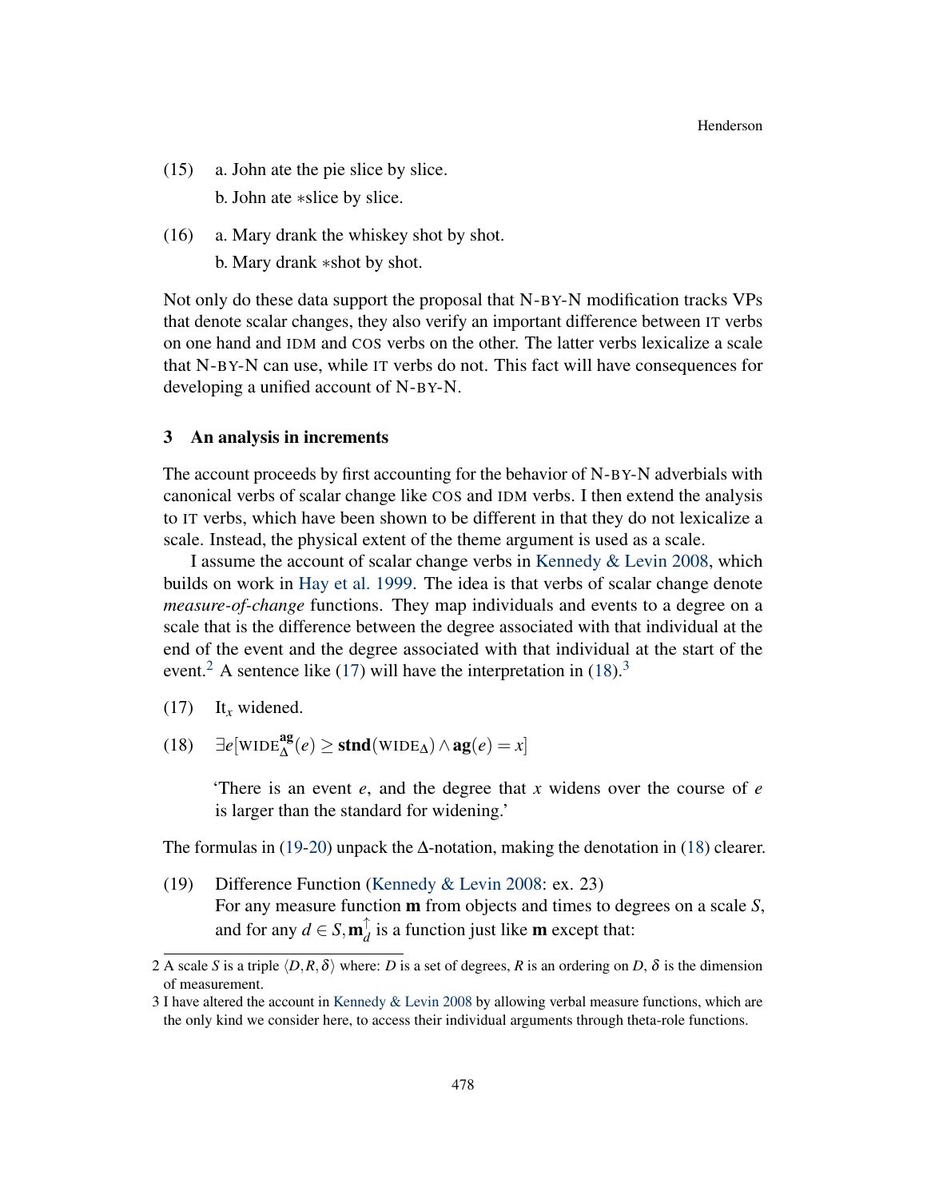(15) a. John ate the pie slice by slice.

b. John ate *slice by slice.

(16) a. Mary drank the whiskey shot by shot.

b. Mary drank *shot by shot.

Not only do these data support the proposal that N-BY-N modification tracks VPs that denote scalar changes, they also verify an important difference between IT verbs on one hand and IDM and COS verbs on the other. The latter verbs lexicalize a scale that N-BY-N can use, while IT verbs do not. This fact will have consequences for developing a unified account of N-BY-N.

## 3 An analysis in increments

The account proceeds by first accounting for the behavior of N-BY-N adverbials with canonical verbs of scalar change like COS and IDM verbs. I then extend the analysis to IT verbs, which have been shown to be different in that they do not lexicalize a scale. Instead, the physical extent of the theme argument is used as a scale.

I assume the account of scalar change verbs in Kennedy & Levin 2008, which builds on work in Hay et al. 1999. The idea is that verbs of scalar change denote *measure-of-change* functions. They map individuals and events to a degree on a scale that is the difference between the degree associated with that individual at the end of the event and the degree associated with that individual at the start of the event.[2] A sentence like (17) will have the interpretation in (18).[3]

(17) It$_x$ widened.

(18) $\exists e[\text{WIDE}^{\mathbf{ag}}_{\Delta}(e) \geq \mathbf{stnd}(\text{WIDE}_{\Delta}) \wedge \mathbf{ag}(e) = x]$

'There is an event $e$, and the degree that $x$ widens over the course of $e$ is larger than the standard for widening.'

The formulas in (19-20) unpack the Δ-notation, making the denotation in (18) clearer.

(19) Difference Function (Kennedy & Levin 2008: ex. 23)
For any measure function $\mathbf{m}$ from objects and times to degrees on a scale $S$, and for any $d \in S, \mathbf{m}^{\uparrow}_{d}$ is a function just like $\mathbf{m}$ except that:

2 A scale $S$ is a triple $\langle D, R, \delta \rangle$ where: $D$ is a set of degrees, $R$ is an ordering on $D$, $\delta$ is the dimension of measurement.

3 I have altered the account in Kennedy & Levin 2008 by allowing verbal measure functions, which are the only kind we consider here, to access their individual arguments through theta-role functions.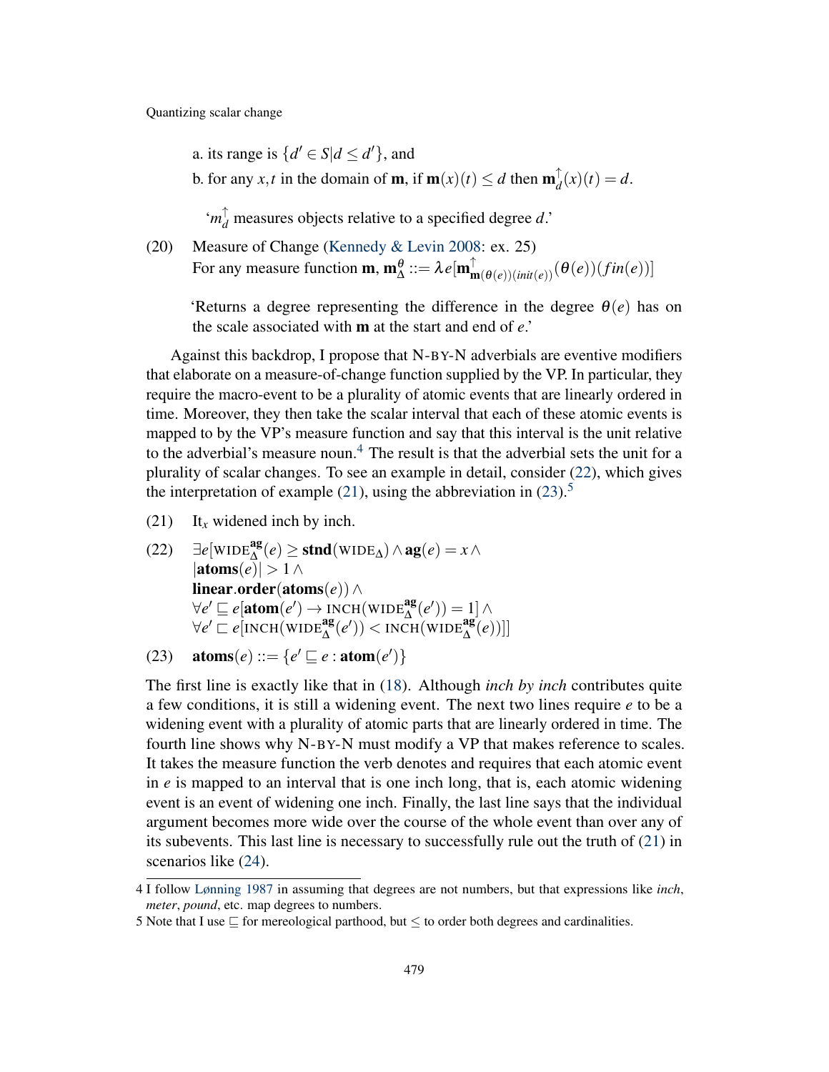a. its range is $\{d' \in S | d \leq d'\}$, and

b. for any $x,t$ in the domain of $\mathbf{m}$, if $\mathbf{m}(x)(t) \leq d$ then $\mathbf{m}^{\uparrow}_{d}(x)(t) = d$.

'$m^{\uparrow}_{d}$ measures objects relative to a specified degree $d$.'

(20) Measure of Change (Kennedy & Levin 2008: ex. 25)
For any measure function $\mathbf{m}$, $\mathbf{m}^{\theta}_{\Delta} ::= \lambda e[\mathbf{m}^{\uparrow}_{\mathbf{m}(\theta(e))(init(e))}(\theta(e))(fin(e))]$

'Returns a degree representing the difference in the degree $\theta(e)$ has on the scale associated with $\mathbf{m}$ at the start and end of $e$.'

Against this backdrop, I propose that N-BY-N adverbials are eventive modifiers that elaborate on a measure-of-change function supplied by the VP. In particular, they require the macro-event to be a plurality of atomic events that are linearly ordered in time. Moreover, they then take the scalar interval that each of these atomic events is mapped to by the VP's measure function and say that this interval is the unit relative to the adverbial's measure noun.[4] The result is that the adverbial sets the unit for a plurality of scalar changes. To see an example in detail, consider (22), which gives the interpretation of example (21), using the abbreviation in (23).[5]

(21) It$_x$ widened inch by inch.

(22)
$$
\begin{aligned}
&\exists e[\text{WIDE}^{\mathbf{ag}}_{\Delta}(e) \geq \mathbf{stnd}(\text{WIDE}_{\Delta}) \wedge \mathbf{ag}(e) = x \wedge \\
&|\mathbf{atoms}(e)| > 1 \wedge \\
&\mathbf{linear}.\mathbf{order}(\mathbf{atoms}(e)) \wedge \\
&\forall e' \sqsubseteq e[\mathbf{atom}(e') \rightarrow \text{INCH}(\text{WIDE}^{\mathbf{ag}}_{\Delta}(e')) = 1] \wedge \\
&\forall e' \sqsubset e[\text{INCH}(\text{WIDE}^{\mathbf{ag}}_{\Delta}(e')) < \text{INCH}(\text{WIDE}^{\mathbf{ag}}_{\Delta}(e))]]
\end{aligned}
$$

(23) $\mathbf{atoms}(e) ::= \{e' \sqsubseteq e : \mathbf{atom}(e')\}$

The first line is exactly like that in (18). Although *inch by inch* contributes quite a few conditions, it is still a widening event. The next two lines require $e$ to be a widening event with a plurality of atomic parts that are linearly ordered in time. The fourth line shows why N-BY-N must modify a VP that makes reference to scales. It takes the measure function the verb denotes and requires that each atomic event in $e$ is mapped to an interval that is one inch long, that is, each atomic widening event is an event of widening one inch. Finally, the last line says that the individual argument becomes more wide over the course of the whole event than over any of its subevents. This last line is necessary to successfully rule out the truth of (21) in scenarios like (24).

---

4 I follow Lønning 1987 in assuming that degrees are not numbers, but that expressions like *inch*, *meter*, *pound*, etc. map degrees to numbers.

5 Note that I use $\sqsubseteq$ for mereological parthood, but $\leq$ to order both degrees and cardinalities.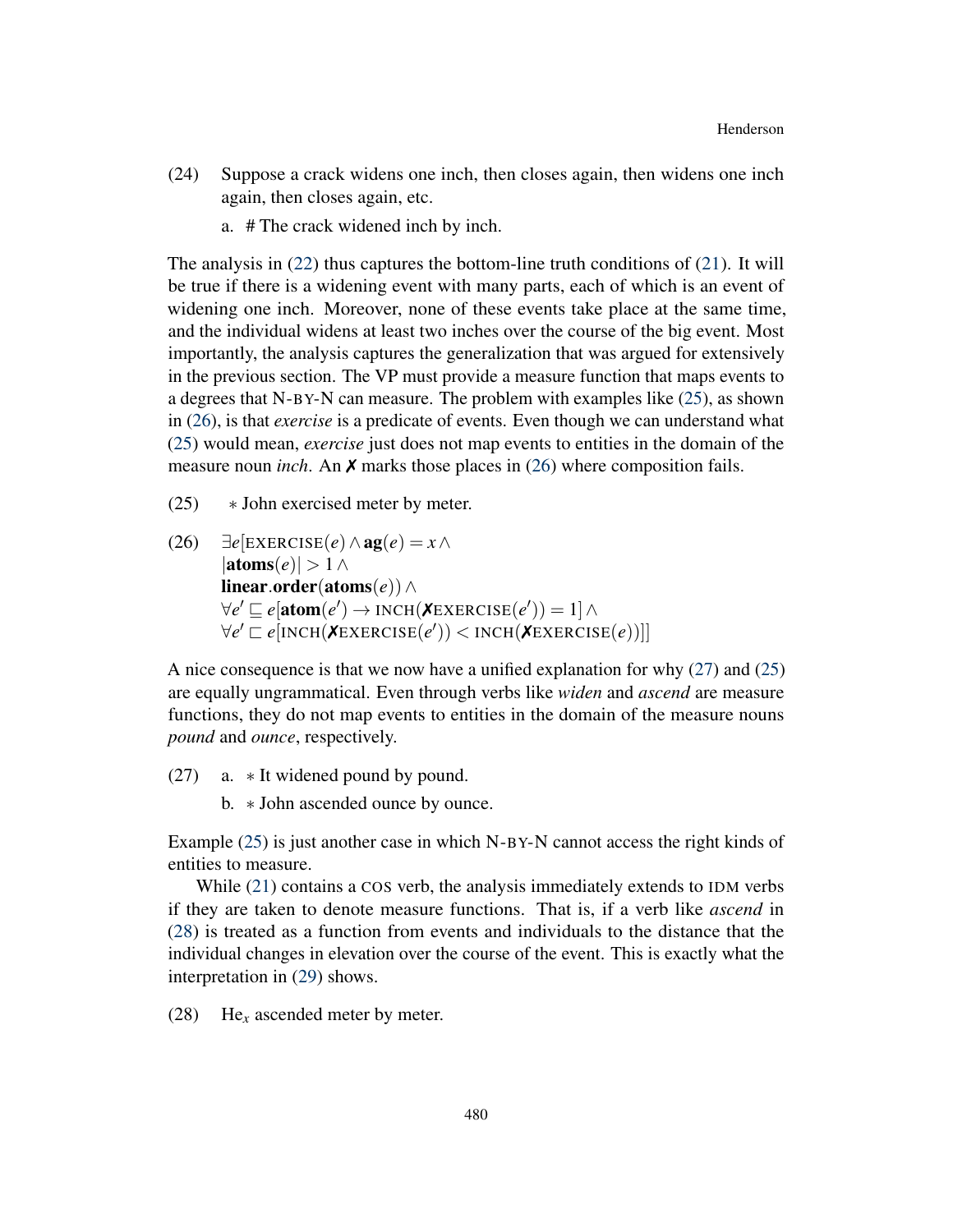(24) Suppose a crack widens one inch, then closes again, then widens one inch again, then closes again, etc.

  a. # The crack widened inch by inch.

The analysis in (22) thus captures the bottom-line truth conditions of (21). It will be true if there is a widening event with many parts, each of which is an event of widening one inch. Moreover, none of these events take place at the same time, and the individual widens at least two inches over the course of the big event. Most importantly, the analysis captures the generalization that was argued for extensively in the previous section. The VP must provide a measure function that maps events to a degrees that N-BY-N can measure. The problem with examples like (25), as shown in (26), is that *exercise* is a predicate of events. Even though we can understand what (25) would mean, *exercise* just does not map events to entities in the domain of the measure noun *inch*. An ✗ marks those places in (26) where composition fails.

(25) ∗ John exercised meter by meter.

(26) 
$$\begin{aligned}
&\exists e[\text{EXERCISE}(e) \wedge \mathbf{ag}(e) = x \wedge \\
&|\mathbf{atoms}(e)| > 1 \wedge \\
&\mathbf{linear.order}(\mathbf{atoms}(e)) \wedge \\
&\forall e' \sqsubseteq e[\mathbf{atom}(e') \rightarrow \text{INCH}(\text{✗EXERCISE}(e')) = 1] \wedge \\
&\forall e' \sqsubset e[\text{INCH}(\text{✗EXERCISE}(e')) < \text{INCH}(\text{✗EXERCISE}(e))]]
\end{aligned}$$

A nice consequence is that we now have a unified explanation for why (27) and (25) are equally ungrammatical. Even through verbs like *widen* and *ascend* are measure functions, they do not map events to entities in the domain of the measure nouns *pound* and *ounce*, respectively.

(27) a. ∗ It widened pound by pound.

  b. ∗ John ascended ounce by ounce.

Example (25) is just another case in which N-BY-N cannot access the right kinds of entities to measure.

While (21) contains a COS verb, the analysis immediately extends to IDM verbs if they are taken to denote measure functions. That is, if a verb like *ascend* in (28) is treated as a function from events and individuals to the distance that the individual changes in elevation over the course of the event. This is exactly what the interpretation in (29) shows.

(28) He$_x$ ascended meter by meter.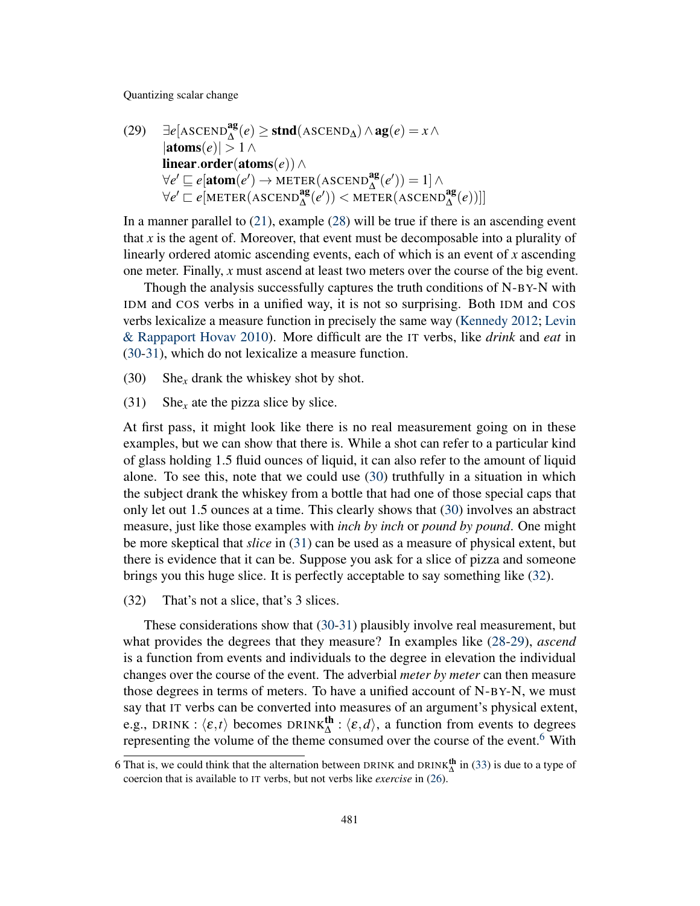(29) $\exists e[\textsc{ascend}^{\mathbf{ag}}_{\Delta}(e) \geq \mathbf{stnd}(\textsc{ascend}_{\Delta}) \wedge \mathbf{ag}(e) = x \wedge$
$|\mathbf{atoms}(e)| > 1 \wedge$
$\mathbf{linear.order}(\mathbf{atoms}(e)) \wedge$
$\forall e' \sqsubseteq e[\mathbf{atom}(e') \rightarrow \textsc{meter}(\textsc{ascend}^{\mathbf{ag}}_{\Delta}(e')) = 1] \wedge$
$\forall e' \sqsubset e[\textsc{meter}(\textsc{ascend}^{\mathbf{ag}}_{\Delta}(e')) < \textsc{meter}(\textsc{ascend}^{\mathbf{ag}}_{\Delta}(e))]]$

In a manner parallel to (21), example (28) will be true if there is an ascending event that *x* is the agent of. Moreover, that event must be decomposable into a plurality of linearly ordered atomic ascending events, each of which is an event of *x* ascending one meter. Finally, *x* must ascend at least two meters over the course of the big event.

Though the analysis successfully captures the truth conditions of N-BY-N with IDM and COS verbs in a unified way, it is not so surprising. Both IDM and COS verbs lexicalize a measure function in precisely the same way (Kennedy 2012; Levin & Rappaport Hovav 2010). More difficult are the IT verbs, like *drink* and *eat* in (30-31), which do not lexicalize a measure function.

(30) She$_x$ drank the whiskey shot by shot.

(31) She$_x$ ate the pizza slice by slice.

At first pass, it might look like there is no real measurement going on in these examples, but we can show that there is. While a shot can refer to a particular kind of glass holding 1.5 fluid ounces of liquid, it can also refer to the amount of liquid alone. To see this, note that we could use (30) truthfully in a situation in which the subject drank the whiskey from a bottle that had one of those special caps that only let out 1.5 ounces at a time. This clearly shows that (30) involves an abstract measure, just like those examples with *inch by inch* or *pound by pound*. One might be more skeptical that *slice* in (31) can be used as a measure of physical extent, but there is evidence that it can be. Suppose you ask for a slice of pizza and someone brings you this huge slice. It is perfectly acceptable to say something like (32).

(32) That's not a slice, that's 3 slices.

These considerations show that (30-31) plausibly involve real measurement, but what provides the degrees that they measure? In examples like (28-29), *ascend* is a function from events and individuals to the degree in elevation the individual changes over the course of the event. The adverbial *meter by meter* can then measure those degrees in terms of meters. To have a unified account of N-BY-N, we must say that IT verbs can be converted into measures of an argument's physical extent, e.g., $\textsc{drink} : \langle \varepsilon, t \rangle$ becomes $\textsc{drink}^{\mathbf{th}}_{\Delta} : \langle \varepsilon, d \rangle$, a function from events to degrees representing the volume of the theme consumed over the course of the event.[6] With

6 That is, we could think that the alternation between DRINK and $\textsc{drink}^{\mathbf{th}}_{\Delta}$ in (33) is due to a type of coercion that is available to IT verbs, but not verbs like *exercise* in (26).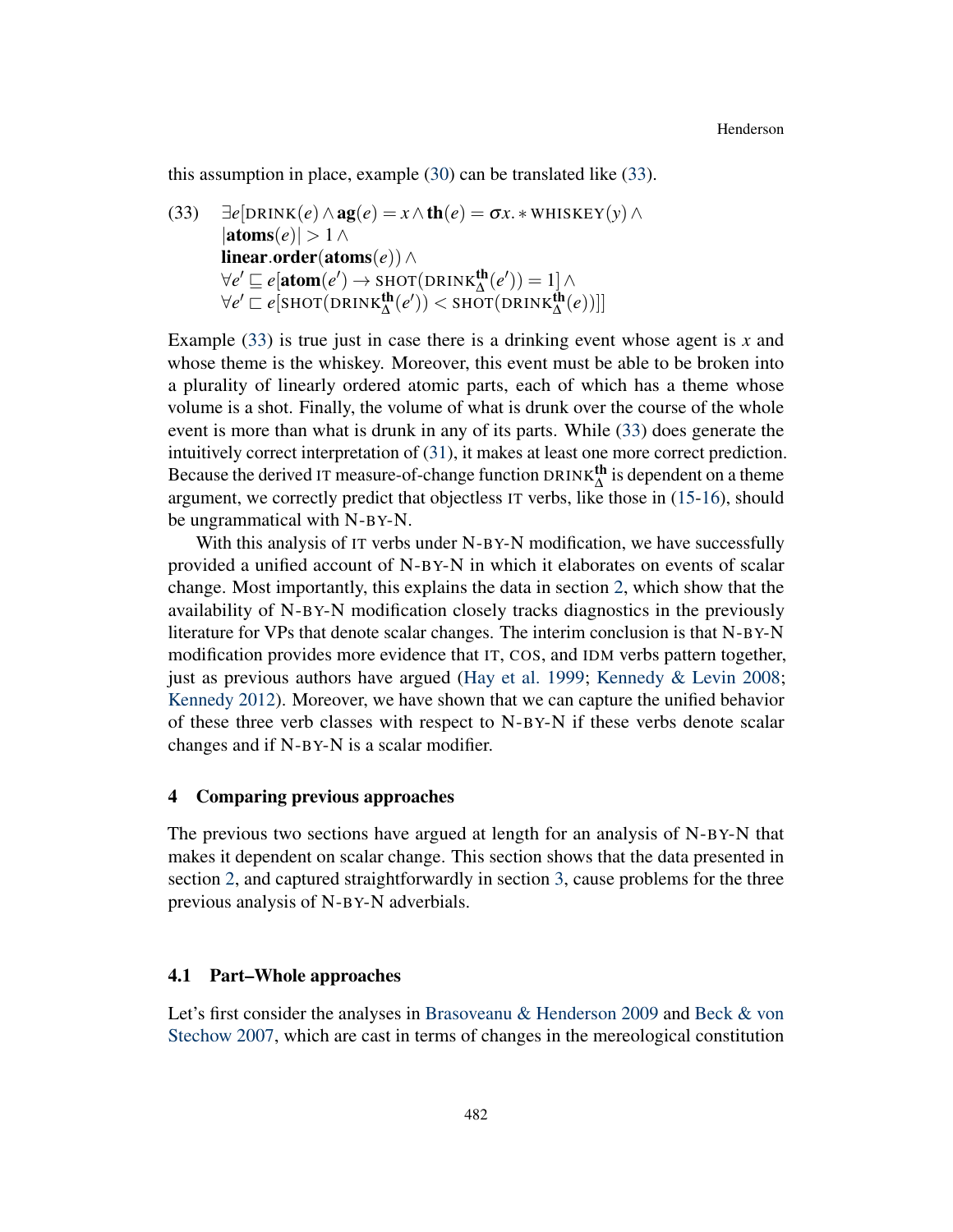this assumption in place, example (30) can be translated like (33).

(33) $\exists e[\text{DRINK}(e) \wedge \textbf{ag}(e) = x \wedge \textbf{th}(e) = \sigma x. * \text{WHISKEY}(y) \wedge$
$|\textbf{atoms}(e)| > 1 \wedge$
$\textbf{linear.order}(\textbf{atoms}(e)) \wedge$
$\forall e' \sqsubseteq e[\textbf{atom}(e') \rightarrow \text{SHOT}(\text{DRINK}^{\textbf{th}}_{\Delta}(e')) = 1] \wedge$
$\forall e' \sqsubset e[\text{SHOT}(\text{DRINK}^{\textbf{th}}_{\Delta}(e')) < \text{SHOT}(\text{DRINK}^{\textbf{th}}_{\Delta}(e))]]$

Example (33) is true just in case there is a drinking event whose agent is $x$ and whose theme is the whiskey. Moreover, this event must be able to be broken into a plurality of linearly ordered atomic parts, each of which has a theme whose volume is a shot. Finally, the volume of what is drunk over the course of the whole event is more than what is drunk in any of its parts. While (33) does generate the intuitively correct interpretation of (31), it makes at least one more correct prediction. Because the derived IT measure-of-change function $\text{DRINK}^{\textbf{th}}_{\Delta}$ is dependent on a theme argument, we correctly predict that objectless IT verbs, like those in (15-16), should be ungrammatical with N-BY-N.

With this analysis of IT verbs under N-BY-N modification, we have successfully provided a unified account of N-BY-N in which it elaborates on events of scalar change. Most importantly, this explains the data in section 2, which show that the availability of N-BY-N modification closely tracks diagnostics in the previously literature for VPs that denote scalar changes. The interim conclusion is that N-BY-N modification provides more evidence that IT, COS, and IDM verbs pattern together, just as previous authors have argued (Hay et al. 1999; Kennedy & Levin 2008; Kennedy 2012). Moreover, we have shown that we can capture the unified behavior of these three verb classes with respect to N-BY-N if these verbs denote scalar changes and if N-BY-N is a scalar modifier.

## 4 Comparing previous approaches

The previous two sections have argued at length for an analysis of N-BY-N that makes it dependent on scalar change. This section shows that the data presented in section 2, and captured straightforwardly in section 3, cause problems for the three previous analysis of N-BY-N adverbials.

### 4.1 Part–Whole approaches

Let's first consider the analyses in Brasoveanu & Henderson 2009 and Beck & von Stechow 2007, which are cast in terms of changes in the mereological constitution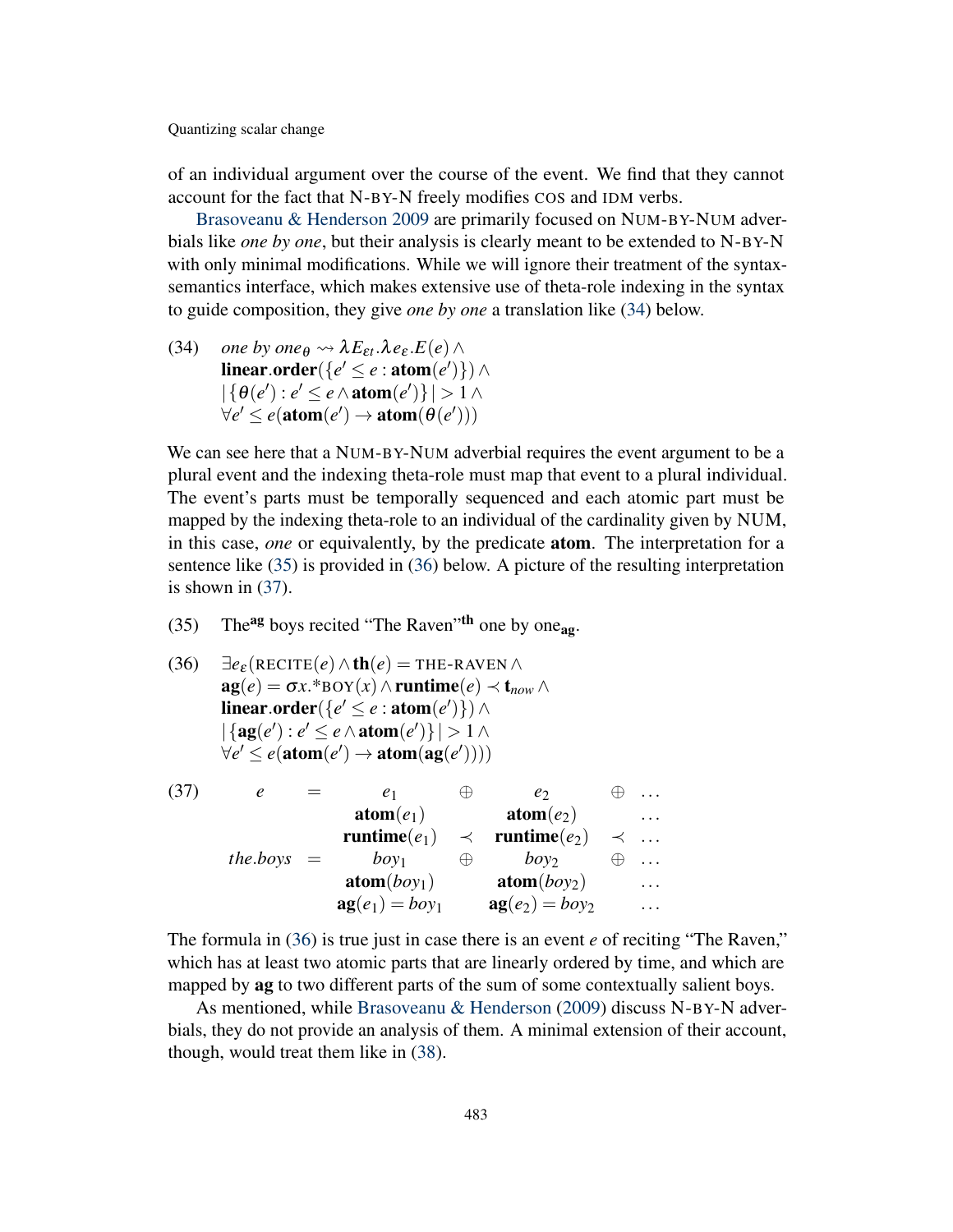of an individual argument over the course of the event. We find that they cannot account for the fact that N-BY-N freely modifies COS and IDM verbs.

Brasoveanu & Henderson 2009 are primarily focused on NUM-BY-NUM adverbials like *one by one*, but their analysis is clearly meant to be extended to N-BY-N with only minimal modifications. While we will ignore their treatment of the syntax-semantics interface, which makes extensive use of theta-role indexing in the syntax to guide composition, they give *one by one* a translation like (34) below.

(34) $\textit{one by one}_\theta \rightsquigarrow \lambda E_{\varepsilon t}.\lambda e_\varepsilon.E(e) \wedge$
$\mathbf{linear.order}(\{e' \leq e : \mathbf{atom}(e')\}) \wedge$
$|\{\theta(e') : e' \leq e \wedge \mathbf{atom}(e')\}| > 1 \wedge$
$\forall e' \leq e(\mathbf{atom}(e') \rightarrow \mathbf{atom}(\theta(e')))$

We can see here that a NUM-BY-NUM adverbial requires the event argument to be a plural event and the indexing theta-role must map that event to a plural individual. The event's parts must be temporally sequenced and each atomic part must be mapped by the indexing theta-role to an individual of the cardinality given by NUM, in this case, *one* or equivalently, by the predicate **atom**. The interpretation for a sentence like (35) is provided in (36) below. A picture of the resulting interpretation is shown in (37).

(35) The$^{\mathbf{ag}}$ boys recited "The Raven"$^{\mathbf{th}}$ one by one$_{\mathbf{ag}}$.

(36) $\exists e_\varepsilon(\text{RECITE}(e) \wedge \mathbf{th}(e) = \text{THE-RAVEN} \wedge$
$\mathbf{ag}(e) = \sigma x.{}^*\text{BOY}(x) \wedge \mathbf{runtime}(e) \prec \mathbf{t}_{now} \wedge$
$\mathbf{linear.order}(\{e' \leq e : \mathbf{atom}(e')\}) \wedge$
$|\{\mathbf{ag}(e') : e' \leq e \wedge \mathbf{atom}(e')\}| > 1 \wedge$
$\forall e' \leq e(\mathbf{atom}(e') \rightarrow \mathbf{atom}(\mathbf{ag}(e'))))$

(37)
$$\begin{array}{ccccccc}
e & = & e_1 & \oplus & e_2 & \oplus & \dots \\
 & & \mathbf{atom}(e_1) & & \mathbf{atom}(e_2) & & \dots \\
 & & \mathbf{runtime}(e_1) & \prec & \mathbf{runtime}(e_2) & \prec & \dots \\
\textit{the.boys} & = & boy_1 & \oplus & boy_2 & \oplus & \dots \\
 & & \mathbf{atom}(boy_1) & & \mathbf{atom}(boy_2) & & \dots \\
 & & \mathbf{ag}(e_1) = boy_1 & & \mathbf{ag}(e_2) = boy_2 & & \dots
\end{array}$$

The formula in (36) is true just in case there is an event $e$ of reciting "The Raven," which has at least two atomic parts that are linearly ordered by time, and which are mapped by **ag** to two different parts of the sum of some contextually salient boys.

As mentioned, while Brasoveanu & Henderson (2009) discuss N-BY-N adverbials, they do not provide an analysis of them. A minimal extension of their account, though, would treat them like in (38).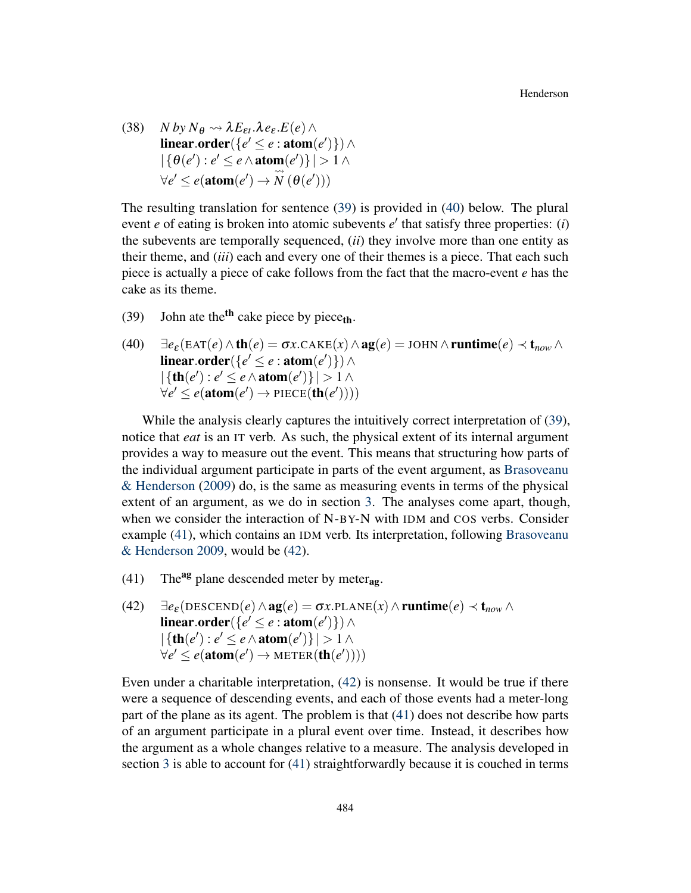(38) $N\ by\ N_\theta \rightsquigarrow \lambda E_{\varepsilon t}.\lambda e_\varepsilon.E(e) \wedge$
$\mathbf{linear}.\mathbf{order}(\{e' \leq e : \mathbf{atom}(e')\}) \wedge$
$|\{\theta(e') : e' \leq e \wedge \mathbf{atom}(e')\}| > 1 \wedge$
$\forall e' \leq e(\mathbf{atom}(e') \rightarrow \overset{\rightsquigarrow}{N}(\theta(e')))$

The resulting translation for sentence (39) is provided in (40) below. The plural event $e$ of eating is broken into atomic subevents $e'$ that satisfy three properties: (*i*) the subevents are temporally sequenced, (*ii*) they involve more than one entity as their theme, and (*iii*) each and every one of their themes is a piece. That each such piece is actually a piece of cake follows from the fact that the macro-event $e$ has the cake as its theme.

(39) John ate the$^{\mathbf{th}}$ cake piece by piece$_{\mathbf{th}}$.

(40) $\exists e_\varepsilon(\text{EAT}(e) \wedge \mathbf{th}(e) = \sigma x.\text{CAKE}(x) \wedge \mathbf{ag}(e) = \text{JOHN} \wedge \mathbf{runtime}(e) \prec \mathbf{t}_{now} \wedge$
$\mathbf{linear}.\mathbf{order}(\{e' \leq e : \mathbf{atom}(e')\}) \wedge$
$|\{\mathbf{th}(e') : e' \leq e \wedge \mathbf{atom}(e')\}| > 1 \wedge$
$\forall e' \leq e(\mathbf{atom}(e') \rightarrow \text{PIECE}(\mathbf{th}(e'))))$

While the analysis clearly captures the intuitively correct interpretation of (39), notice that *eat* is an IT verb. As such, the physical extent of its internal argument provides a way to measure out the event. This means that structuring how parts of the individual argument participate in parts of the event argument, as Brasoveanu & Henderson (2009) do, is the same as measuring events in terms of the physical extent of an argument, as we do in section 3. The analyses come apart, though, when we consider the interaction of N-BY-N with IDM and COS verbs. Consider example (41), which contains an IDM verb. Its interpretation, following Brasoveanu & Henderson 2009, would be (42).

(41) The$^{\mathbf{ag}}$ plane descended meter by meter$_{\mathbf{ag}}$.

(42) $\exists e_\varepsilon(\text{DESCEND}(e) \wedge \mathbf{ag}(e) = \sigma x.\text{PLANE}(x) \wedge \mathbf{runtime}(e) \prec \mathbf{t}_{now} \wedge$
$\mathbf{linear}.\mathbf{order}(\{e' \leq e : \mathbf{atom}(e')\}) \wedge$
$|\{\mathbf{th}(e') : e' \leq e \wedge \mathbf{atom}(e')\}| > 1 \wedge$
$\forall e' \leq e(\mathbf{atom}(e') \rightarrow \text{METER}(\mathbf{th}(e'))))$

Even under a charitable interpretation, (42) is nonsense. It would be true if there were a sequence of descending events, and each of those events had a meter-long part of the plane as its agent. The problem is that (41) does not describe how parts of an argument participate in a plural event over time. Instead, it describes how the argument as a whole changes relative to a measure. The analysis developed in section 3 is able to account for (41) straightforwardly because it is couched in terms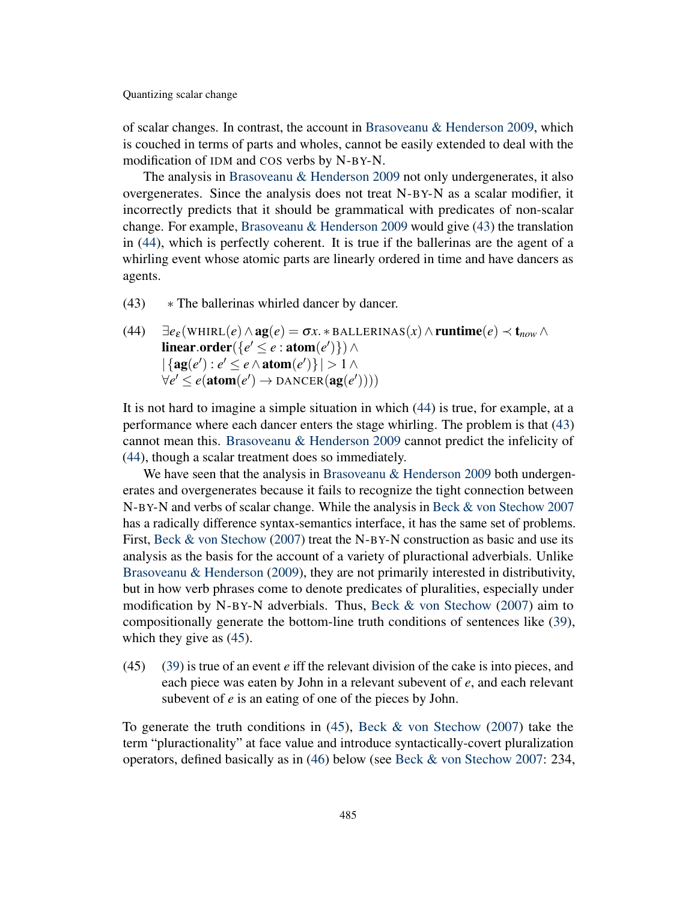of scalar changes. In contrast, the account in Brasoveanu & Henderson 2009, which is couched in terms of parts and wholes, cannot be easily extended to deal with the modification of IDM and COS verbs by N-BY-N.

The analysis in Brasoveanu & Henderson 2009 not only undergenerates, it also overgenerates. Since the analysis does not treat N-BY-N as a scalar modifier, it incorrectly predicts that it should be grammatical with predicates of non-scalar change. For example, Brasoveanu & Henderson 2009 would give (43) the translation in (44), which is perfectly coherent. It is true if the ballerinas are the agent of a whirling event whose atomic parts are linearly ordered in time and have dancers as agents.

(43) $*$ The ballerinas whirled dancer by dancer.

(44) $\exists e_{\varepsilon}(\text{WHIRL}(e) \wedge \mathbf{ag}(e) = \sigma x. * \text{BALLERINAS}(x) \wedge \mathbf{runtime}(e) \prec \mathbf{t}_{now} \wedge$
$\mathbf{linear.order}(\{e' \leq e : \mathbf{atom}(e')\}) \wedge$
$|\{\mathbf{ag}(e') : e' \leq e \wedge \mathbf{atom}(e')\}| > 1 \wedge$
$\forall e' \leq e(\mathbf{atom}(e') \rightarrow \text{DANCER}(\mathbf{ag}(e'))))$

It is not hard to imagine a simple situation in which (44) is true, for example, at a performance where each dancer enters the stage whirling. The problem is that (43) cannot mean this. Brasoveanu & Henderson 2009 cannot predict the infelicity of (44), though a scalar treatment does so immediately.

We have seen that the analysis in Brasoveanu & Henderson 2009 both undergenerates and overgenerates because it fails to recognize the tight connection between N-BY-N and verbs of scalar change. While the analysis in Beck & von Stechow 2007 has a radically difference syntax-semantics interface, it has the same set of problems. First, Beck & von Stechow (2007) treat the N-BY-N construction as basic and use its analysis as the basis for the account of a variety of pluractional adverbials. Unlike Brasoveanu & Henderson (2009), they are not primarily interested in distributivity, but in how verb phrases come to denote predicates of pluralities, especially under modification by N-BY-N adverbials. Thus, Beck & von Stechow (2007) aim to compositionally generate the bottom-line truth conditions of sentences like (39), which they give as (45).

(45) (39) is true of an event $e$ iff the relevant division of the cake is into pieces, and each piece was eaten by John in a relevant subevent of $e$, and each relevant subevent of $e$ is an eating of one of the pieces by John.

To generate the truth conditions in (45), Beck & von Stechow (2007) take the term "pluractionality" at face value and introduce syntactically-covert pluralization operators, defined basically as in (46) below (see Beck & von Stechow 2007: 234,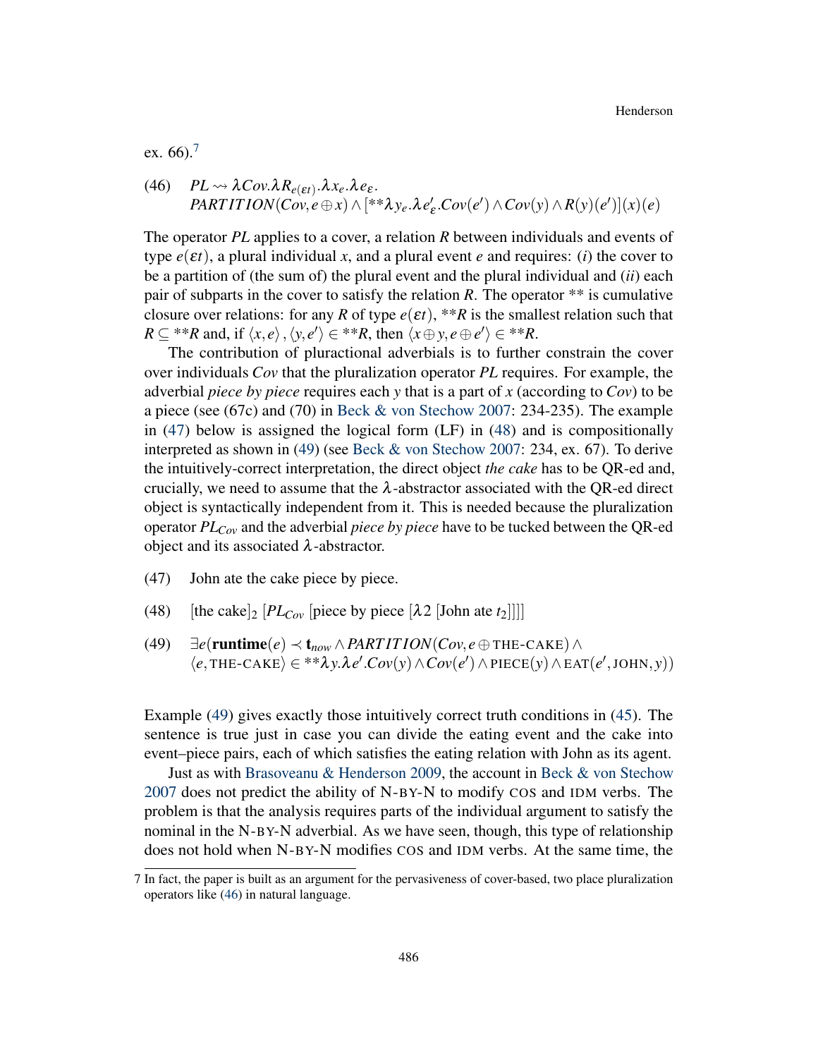ex. 66).[7]

(46) $PL \rightsquigarrow \lambda Cov.\lambda R_{e(\varepsilon t)}.\lambda x_e.\lambda e_\varepsilon.$
$PARTITION(Cov, e \oplus x) \wedge [{**}\lambda y_e.\lambda e'_\varepsilon.Cov(e') \wedge Cov(y) \wedge R(y)(e')](x)(e)$

The operator *PL* applies to a cover, a relation *R* between individuals and events of type $e(\varepsilon t)$, a plural individual *x*, and a plural event *e* and requires: (*i*) the cover to be a partition of (the sum of) the plural event and the plural individual and (*ii*) each pair of subparts in the cover to satisfy the relation *R*. The operator ** is cumulative closure over relations: for any *R* of type $e(\varepsilon t)$, $**R$ is the smallest relation such that $R \subseteq {**}R$ and, if $\langle x, e\rangle, \langle y, e'\rangle \in {**}R$, then $\langle x \oplus y, e \oplus e'\rangle \in {**}R$.

The contribution of pluractional adverbials is to further constrain the cover over individuals *Cov* that the pluralization operator *PL* requires. For example, the adverbial *piece by piece* requires each *y* that is a part of *x* (according to *Cov*) to be a piece (see (67c) and (70) in Beck & von Stechow 2007: 234-235). The example in (47) below is assigned the logical form (LF) in (48) and is compositionally interpreted as shown in (49) (see Beck & von Stechow 2007: 234, ex. 67). To derive the intuitively-correct interpretation, the direct object *the cake* has to be QR-ed and, crucially, we need to assume that the $\lambda$-abstractor associated with the QR-ed direct object is syntactically independent from it. This is needed because the pluralization operator $PL_{Cov}$ and the adverbial *piece by piece* have to be tucked between the QR-ed object and its associated $\lambda$-abstractor.

(47) John ate the cake piece by piece.

(48) [the cake]$_2$ [$PL_{Cov}$ [piece by piece [$\lambda 2$ [John ate $t_2$]]]]

(49) $\exists e(\textbf{runtime}(e) \prec \textbf{t}_{now} \wedge PARTITION(Cov, e \oplus \text{THE-CAKE}) \wedge$
$\langle e, \text{THE-CAKE}\rangle \in {**}\lambda y.\lambda e'.Cov(y) \wedge Cov(e') \wedge \text{PIECE}(y) \wedge \text{EAT}(e', \text{JOHN}, y))$

Example (49) gives exactly those intuitively correct truth conditions in (45). The sentence is true just in case you can divide the eating event and the cake into event–piece pairs, each of which satisfies the eating relation with John as its agent.

Just as with Brasoveanu & Henderson 2009, the account in Beck & von Stechow 2007 does not predict the ability of N-BY-N to modify COS and IDM verbs. The problem is that the analysis requires parts of the individual argument to satisfy the nominal in the N-BY-N adverbial. As we have seen, though, this type of relationship does not hold when N-BY-N modifies COS and IDM verbs. At the same time, the

[7] In fact, the paper is built as an argument for the pervasiveness of cover-based, two place pluralization operators like (46) in natural language.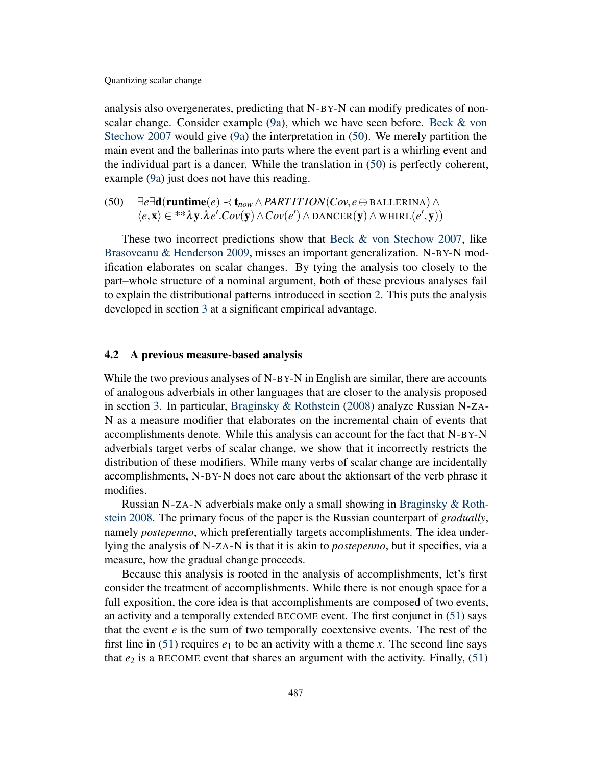analysis also overgenerates, predicting that N-BY-N can modify predicates of non-scalar change. Consider example (9a), which we have seen before. Beck & von Stechow 2007 would give (9a) the interpretation in (50). We merely partition the main event and the ballerinas into parts where the event part is a whirling event and the individual part is a dancer. While the translation in (50) is perfectly coherent, example (9a) just does not have this reading.

(50) $\exists e \exists \mathbf{d}(\mathbf{runtime}(e) \prec \mathbf{t}_{now} \wedge PARTITION(Cov, e \oplus \text{BALLERINA}) \wedge \langle e, \mathbf{x} \rangle \in {}^{**}\lambda \mathbf{y}.\lambda e'.Cov(\mathbf{y}) \wedge Cov(e') \wedge \text{DANCER}(\mathbf{y}) \wedge \text{WHIRL}(e', \mathbf{y}))$

These two incorrect predictions show that Beck & von Stechow 2007, like Brasoveanu & Henderson 2009, misses an important generalization. N-BY-N modification elaborates on scalar changes. By tying the analysis too closely to the part–whole structure of a nominal argument, both of these previous analyses fail to explain the distributional patterns introduced in section 2. This puts the analysis developed in section 3 at a significant empirical advantage.

### 4.2 A previous measure-based analysis

While the two previous analyses of N-BY-N in English are similar, there are accounts of analogous adverbials in other languages that are closer to the analysis proposed in section 3. In particular, Braginsky & Rothstein (2008) analyze Russian N-ZA-N as a measure modifier that elaborates on the incremental chain of events that accomplishments denote. While this analysis can account for the fact that N-BY-N adverbials target verbs of scalar change, we show that it incorrectly restricts the distribution of these modifiers. While many verbs of scalar change are incidentally accomplishments, N-BY-N does not care about the aktionsart of the verb phrase it modifies.

Russian N-ZA-N adverbials make only a small showing in Braginsky & Rothstein 2008. The primary focus of the paper is the Russian counterpart of *gradually*, namely *postepenno*, which preferentially targets accomplishments. The idea underlying the analysis of N-ZA-N is that it is akin to *postepenno*, but it specifies, via a measure, how the gradual change proceeds.

Because this analysis is rooted in the analysis of accomplishments, let's first consider the treatment of accomplishments. While there is not enough space for a full exposition, the core idea is that accomplishments are composed of two events, an activity and a temporally extended BECOME event. The first conjunct in (51) says that the event $e$ is the sum of two temporally coextensive events. The rest of the first line in (51) requires $e_1$ to be an activity with a theme $x$. The second line says that $e_2$ is a BECOME event that shares an argument with the activity. Finally, (51)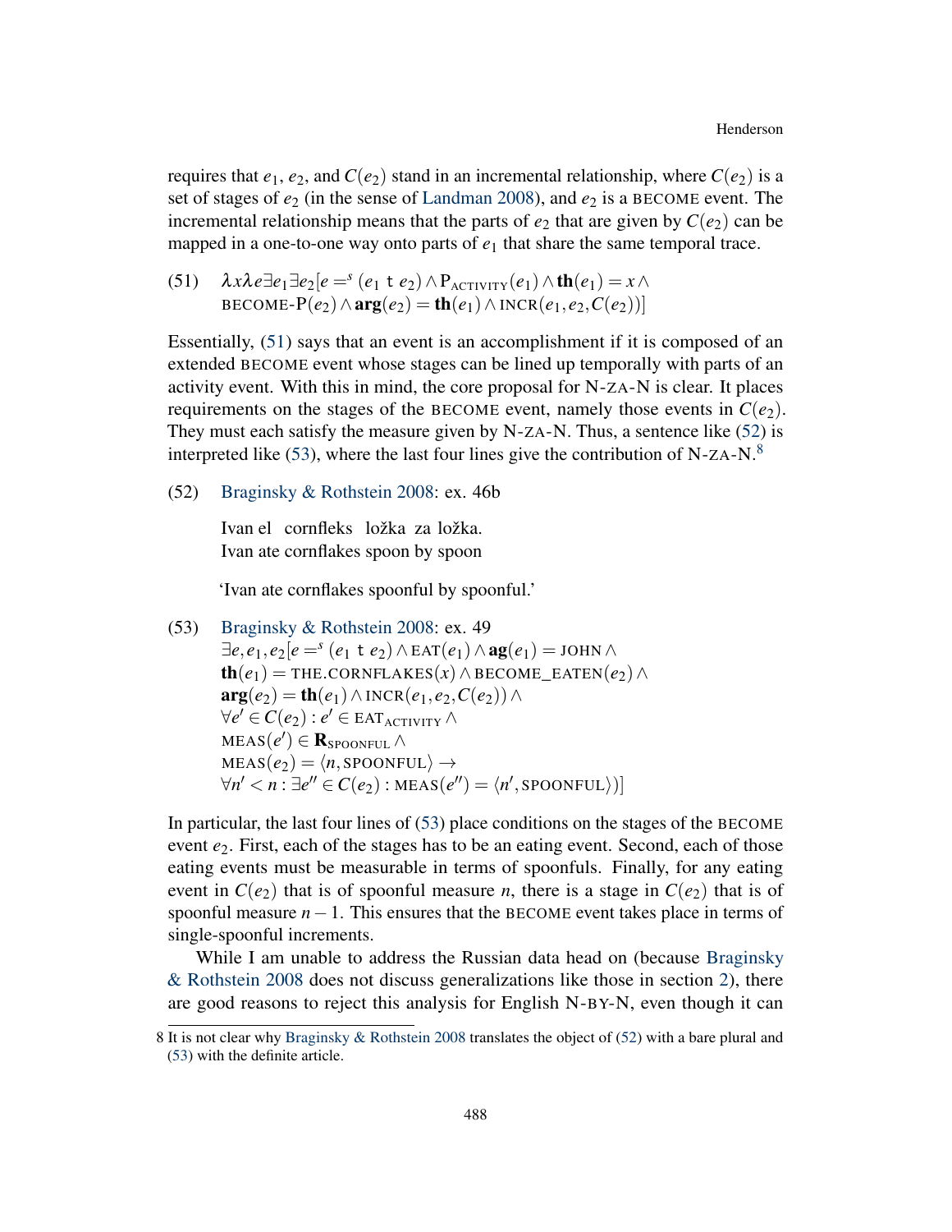requires that $e_1$, $e_2$, and $C(e_2)$ stand in an incremental relationship, where $C(e_2)$ is a set of stages of $e_2$ (in the sense of Landman 2008), and $e_2$ is a BECOME event. The incremental relationship means that the parts of $e_2$ that are given by $C(e_2)$ can be mapped in a one-to-one way onto parts of $e_1$ that share the same temporal trace.

(51) $\lambda x \lambda e \exists e_1 \exists e_2 [e =^s (e_1 \texttt{ t } e_2) \wedge \text{P}_{\text{ACTIVITY}}(e_1) \wedge \mathbf{th}(e_1) = x \wedge$
$\text{BECOME-P}(e_2) \wedge \mathbf{arg}(e_2) = \mathbf{th}(e_1) \wedge \text{INCR}(e_1, e_2, C(e_2))]$

Essentially, (51) says that an event is an accomplishment if it is composed of an extended BECOME event whose stages can be lined up temporally with parts of an activity event. With this in mind, the core proposal for N-ZA-N is clear. It places requirements on the stages of the BECOME event, namely those events in $C(e_2)$. They must each satisfy the measure given by N-ZA-N. Thus, a sentence like (52) is interpreted like (53), where the last four lines give the contribution of N-ZA-N.[8]

(52) Braginsky & Rothstein 2008: ex. 46b

Ivan el cornfleks ložka za ložka.
Ivan ate cornflakes spoon by spoon

'Ivan ate cornflakes spoonful by spoonful.'

(53) Braginsky & Rothstein 2008: ex. 49
$\exists e, e_1, e_2 [e =^s (e_1 \texttt{ t } e_2) \wedge \text{EAT}(e_1) \wedge \mathbf{ag}(e_1) = \text{JOHN} \wedge$
$\mathbf{th}(e_1) = \text{THE.CORNFLAKES}(x) \wedge \text{BECOME\_EATEN}(e_2) \wedge$
$\mathbf{arg}(e_2) = \mathbf{th}(e_1) \wedge \text{INCR}(e_1, e_2, C(e_2)) \wedge$
$\forall e' \in C(e_2) : e' \in \text{EAT}_{\text{ACTIVITY}} \wedge$
$\text{MEAS}(e') \in \mathbf{R}_{\text{SPOONFUL}} \wedge$
$\text{MEAS}(e_2) = \langle n, \text{SPOONFUL} \rangle \rightarrow$
$\forall n' < n : \exists e'' \in C(e_2) : \text{MEAS}(e'') = \langle n', \text{SPOONFUL} \rangle)]$

In particular, the last four lines of (53) place conditions on the stages of the BECOME event $e_2$. First, each of the stages has to be an eating event. Second, each of those eating events must be measurable in terms of spoonfuls. Finally, for any eating event in $C(e_2)$ that is of spoonful measure $n$, there is a stage in $C(e_2)$ that is of spoonful measure $n-1$. This ensures that the BECOME event takes place in terms of single-spoonful increments.

While I am unable to address the Russian data head on (because Braginsky & Rothstein 2008 does not discuss generalizations like those in section 2), there are good reasons to reject this analysis for English N-BY-N, even though it can

[8] It is not clear why Braginsky & Rothstein 2008 translates the object of (52) with a bare plural and (53) with the definite article.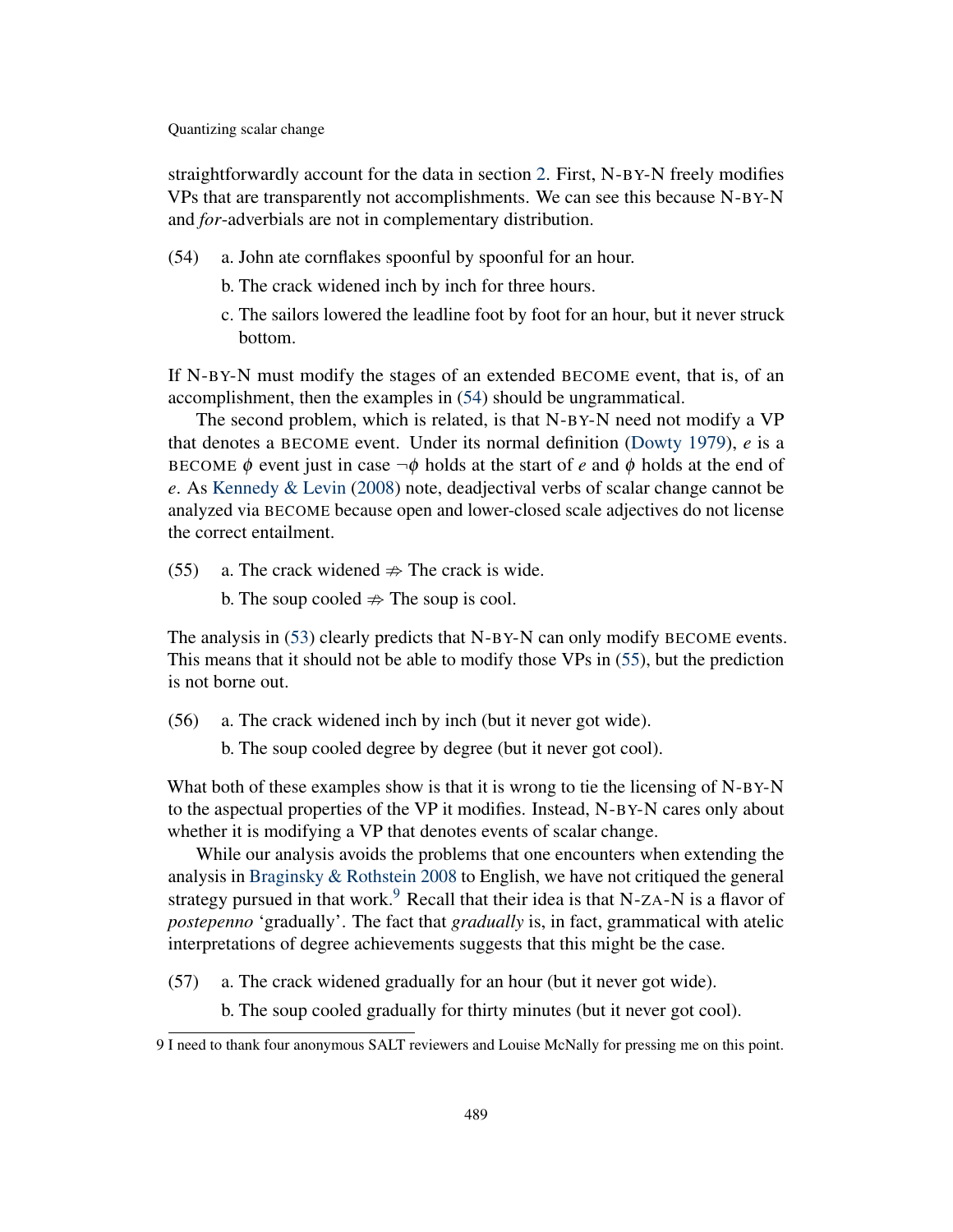straightforwardly account for the data in section 2. First, N-BY-N freely modifies VPs that are transparently not accomplishments. We can see this because N-BY-N and *for*-adverbials are not in complementary distribution.

(54) a. John ate cornflakes spoonful by spoonful for an hour.

b. The crack widened inch by inch for three hours.

c. The sailors lowered the leadline foot by foot for an hour, but it never struck bottom.

If N-BY-N must modify the stages of an extended BECOME event, that is, of an accomplishment, then the examples in (54) should be ungrammatical.

The second problem, which is related, is that N-BY-N need not modify a VP that denotes a BECOME event. Under its normal definition (Dowty 1979), $e$ is a BECOME $\phi$ event just in case $\neg\phi$ holds at the start of $e$ and $\phi$ holds at the end of $e$. As Kennedy & Levin (2008) note, deadjectival verbs of scalar change cannot be analyzed via BECOME because open and lower-closed scale adjectives do not license the correct entailment.

(55) a. The crack widened $\not\Rightarrow$ The crack is wide.

b. The soup cooled $\not\Rightarrow$ The soup is cool.

The analysis in (53) clearly predicts that N-BY-N can only modify BECOME events. This means that it should not be able to modify those VPs in (55), but the prediction is not borne out.

(56) a. The crack widened inch by inch (but it never got wide).

b. The soup cooled degree by degree (but it never got cool).

What both of these examples show is that it is wrong to tie the licensing of N-BY-N to the aspectual properties of the VP it modifies. Instead, N-BY-N cares only about whether it is modifying a VP that denotes events of scalar change.

While our analysis avoids the problems that one encounters when extending the analysis in Braginsky & Rothstein 2008 to English, we have not critiqued the general strategy pursued in that work.[9] Recall that their idea is that N-ZA-N is a flavor of *postepenno* 'gradually'. The fact that *gradually* is, in fact, grammatical with atelic interpretations of degree achievements suggests that this might be the case.

(57) a. The crack widened gradually for an hour (but it never got wide).

b. The soup cooled gradually for thirty minutes (but it never got cool).

9 I need to thank four anonymous SALT reviewers and Louise McNally for pressing me on this point.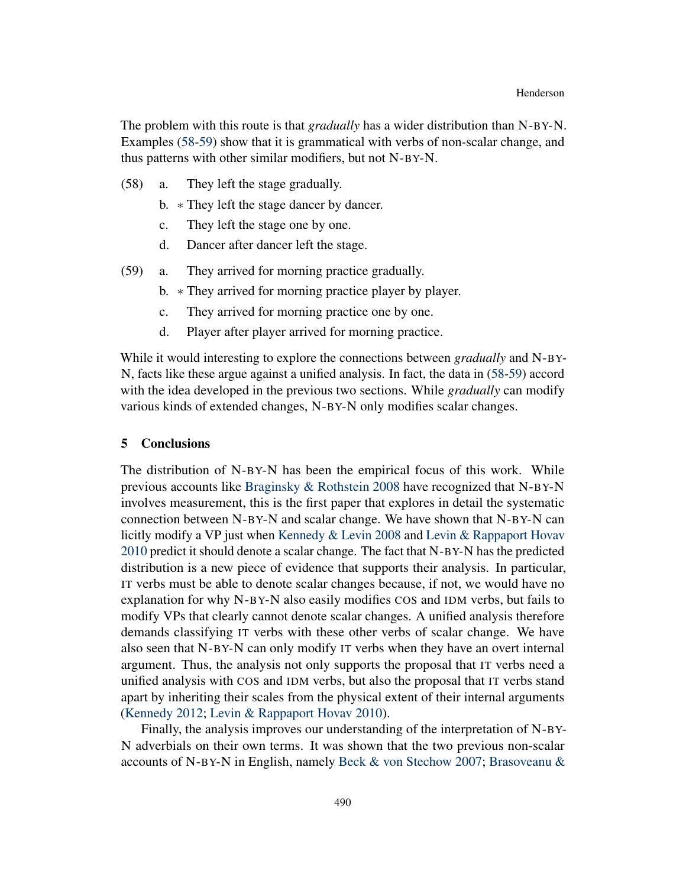The problem with this route is that *gradually* has a wider distribution than N-BY-N. Examples (58-59) show that it is grammatical with verbs of non-scalar change, and thus patterns with other similar modifiers, but not N-BY-N.

(58) a. They left the stage gradually.

b. * They left the stage dancer by dancer.

c. They left the stage one by one.

d. Dancer after dancer left the stage.

(59) a. They arrived for morning practice gradually.

b. * They arrived for morning practice player by player.

c. They arrived for morning practice one by one.

d. Player after player arrived for morning practice.

While it would interesting to explore the connections between *gradually* and N-BY-N, facts like these argue against a unified analysis. In fact, the data in (58-59) accord with the idea developed in the previous two sections. While *gradually* can modify various kinds of extended changes, N-BY-N only modifies scalar changes.

## 5 Conclusions

The distribution of N-BY-N has been the empirical focus of this work. While previous accounts like Braginsky & Rothstein 2008 have recognized that N-BY-N involves measurement, this is the first paper that explores in detail the systematic connection between N-BY-N and scalar change. We have shown that N-BY-N can licitly modify a VP just when Kennedy & Levin 2008 and Levin & Rappaport Hovav 2010 predict it should denote a scalar change. The fact that N-BY-N has the predicted distribution is a new piece of evidence that supports their analysis. In particular, IT verbs must be able to denote scalar changes because, if not, we would have no explanation for why N-BY-N also easily modifies COS and IDM verbs, but fails to modify VPs that clearly cannot denote scalar changes. A unified analysis therefore demands classifying IT verbs with these other verbs of scalar change. We have also seen that N-BY-N can only modify IT verbs when they have an overt internal argument. Thus, the analysis not only supports the proposal that IT verbs need a unified analysis with COS and IDM verbs, but also the proposal that IT verbs stand apart by inheriting their scales from the physical extent of their internal arguments (Kennedy 2012; Levin & Rappaport Hovav 2010).

Finally, the analysis improves our understanding of the interpretation of N-BY-N adverbials on their own terms. It was shown that the two previous non-scalar accounts of N-BY-N in English, namely Beck & von Stechow 2007; Brasoveanu &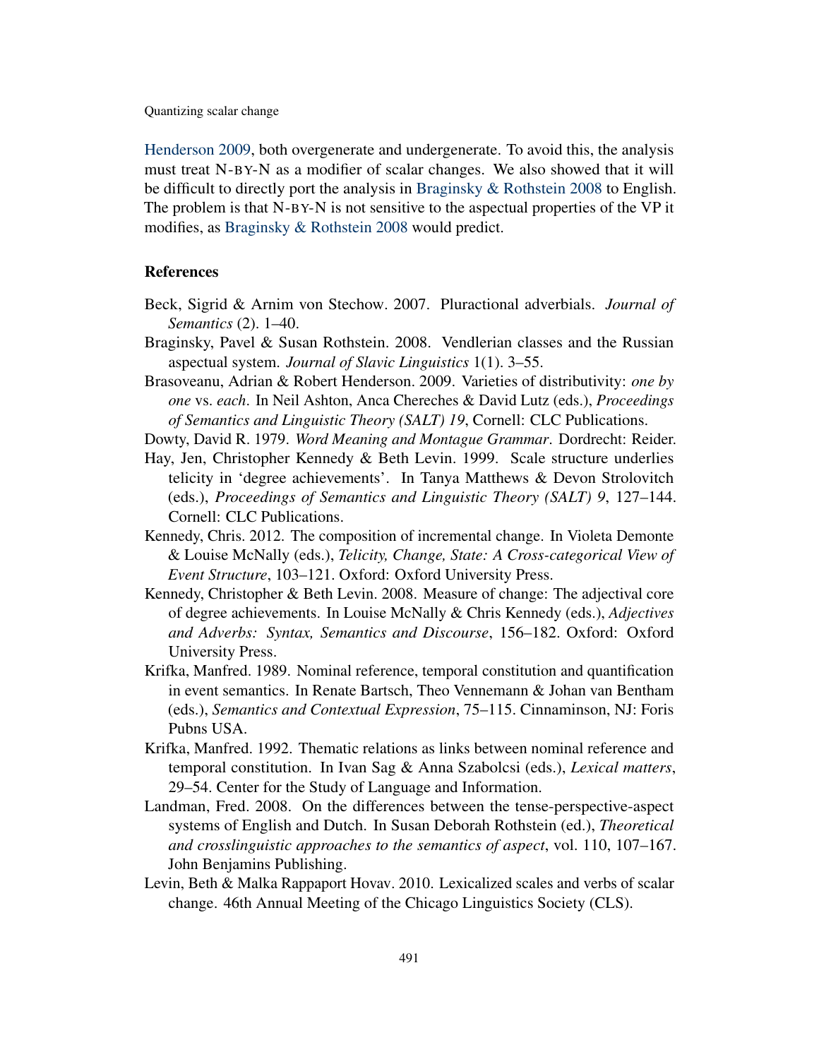Henderson 2009, both overgenerate and undergenerate. To avoid this, the analysis must treat N-BY-N as a modifier of scalar changes. We also showed that it will be difficult to directly port the analysis in Braginsky & Rothstein 2008 to English. The problem is that N-BY-N is not sensitive to the aspectual properties of the VP it modifies, as Braginsky & Rothstein 2008 would predict.

## References

Beck, Sigrid & Arnim von Stechow. 2007. Pluractional adverbials. *Journal of Semantics* (2). 1–40.

Braginsky, Pavel & Susan Rothstein. 2008. Vendlerian classes and the Russian aspectual system. *Journal of Slavic Linguistics* 1(1). 3–55.

Brasoveanu, Adrian & Robert Henderson. 2009. Varieties of distributivity: *one by one* vs. *each*. In Neil Ashton, Anca Chereches & David Lutz (eds.), *Proceedings of Semantics and Linguistic Theory (SALT) 19*, Cornell: CLC Publications.

Dowty, David R. 1979. *Word Meaning and Montague Grammar*. Dordrecht: Reider.

Hay, Jen, Christopher Kennedy & Beth Levin. 1999. Scale structure underlies telicity in 'degree achievements'. In Tanya Matthews & Devon Strolovitch (eds.), *Proceedings of Semantics and Linguistic Theory (SALT) 9*, 127–144. Cornell: CLC Publications.

Kennedy, Chris. 2012. The composition of incremental change. In Violeta Demonte & Louise McNally (eds.), *Telicity, Change, State: A Cross-categorical View of Event Structure*, 103–121. Oxford: Oxford University Press.

Kennedy, Christopher & Beth Levin. 2008. Measure of change: The adjectival core of degree achievements. In Louise McNally & Chris Kennedy (eds.), *Adjectives and Adverbs: Syntax, Semantics and Discourse*, 156–182. Oxford: Oxford University Press.

Krifka, Manfred. 1989. Nominal reference, temporal constitution and quantification in event semantics. In Renate Bartsch, Theo Vennemann & Johan van Bentham (eds.), *Semantics and Contextual Expression*, 75–115. Cinnaminson, NJ: Foris Pubns USA.

Krifka, Manfred. 1992. Thematic relations as links between nominal reference and temporal constitution. In Ivan Sag & Anna Szabolcsi (eds.), *Lexical matters*, 29–54. Center for the Study of Language and Information.

Landman, Fred. 2008. On the differences between the tense-perspective-aspect systems of English and Dutch. In Susan Deborah Rothstein (ed.), *Theoretical and crosslinguistic approaches to the semantics of aspect*, vol. 110, 107–167. John Benjamins Publishing.

Levin, Beth & Malka Rappaport Hovav. 2010. Lexicalized scales and verbs of scalar change. 46th Annual Meeting of the Chicago Linguistics Society (CLS).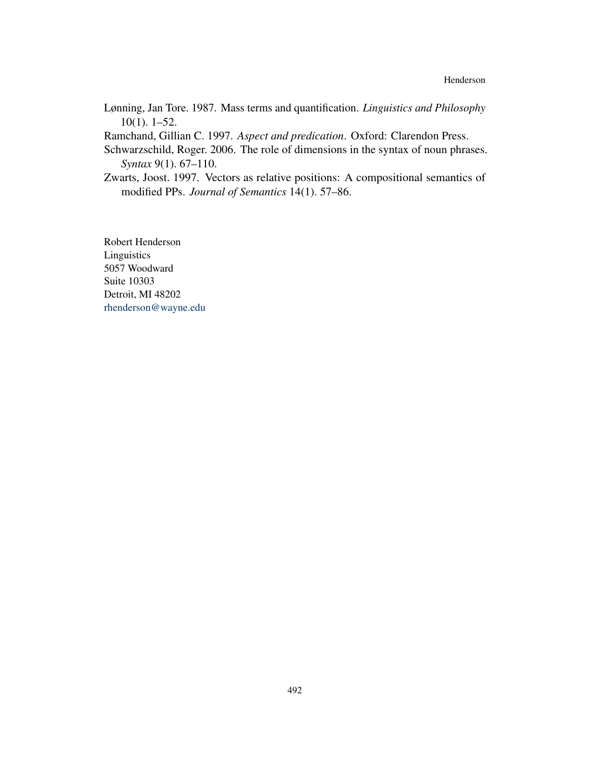Lønning, Jan Tore. 1987. Mass terms and quantification. *Linguistics and Philosophy* 10(1). 1–52.

Ramchand, Gillian C. 1997. *Aspect and predication*. Oxford: Clarendon Press.

Schwarzschild, Roger. 2006. The role of dimensions in the syntax of noun phrases. *Syntax* 9(1). 67–110.

Zwarts, Joost. 1997. Vectors as relative positions: A compositional semantics of modified PPs. *Journal of Semantics* 14(1). 57–86.

Robert Henderson
Linguistics
5057 Woodward
Suite 10303
Detroit, MI 48202
rhenderson@wayne.edu